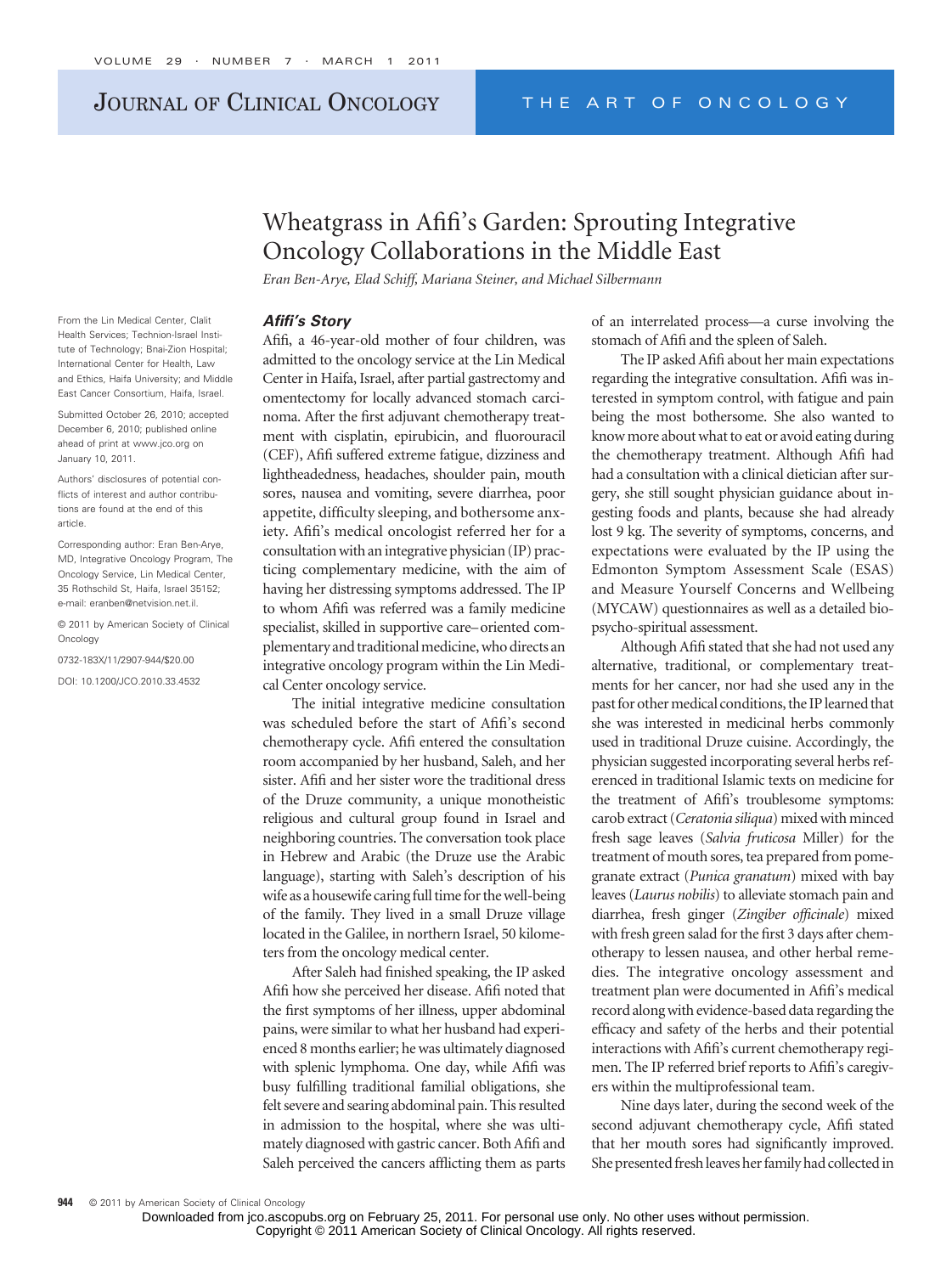# Wheatgrass in Afifi's Garden: Sprouting Integrative Oncology Collaborations in the Middle East

*Eran Ben-Arye, Elad Schiff, Mariana Steiner, and Michael Silbermann*

From the Lin Medical Center, Clalit Health Services; Technion-Israel Institute of Technology; Bnai-Zion Hospital; International Center for Health, Law and Ethics, Haifa University; and Middle East Cancer Consortium, Haifa, Israel.

Submitted October 26, 2010; accepted December 6, 2010; published online ahead of print at www.jco.org on January 10, 2011.

Authors' disclosures of potential conflicts of interest and author contributions are found at the end of this article.

Corresponding author: Eran Ben-Arye, MD, Integrative Oncology Program, The Oncology Service, Lin Medical Center, 35 Rothschild St, Haifa, Israel 35152; e-mail: eranben@netvision.net.il.

© 2011 by American Society of Clinical Oncology

0732-183X/11/2907-944/$20.00

DOI: 10.1200/JCO.2010.33.4532

## *Afifi's Story*

Afifi, a 46-year-old mother of four children, was admitted to the oncology service at the Lin Medical Center in Haifa, Israel, after partial gastrectomy and omentectomy for locally advanced stomach carcinoma. After the first adjuvant chemotherapy treatment with cisplatin, epirubicin, and fluorouracil (CEF), Afifi suffered extreme fatigue, dizziness and lightheadedness, headaches, shoulder pain, mouth sores, nausea and vomiting, severe diarrhea, poor appetite, difficulty sleeping, and bothersome anxiety. Afifi's medical oncologist referred her for a consultation with an integrative physician (IP) practicing complementary medicine, with the aim of having her distressing symptoms addressed. The IP to whom Afifi was referred was a family medicine specialist, skilled in supportive care–oriented complementary and traditional medicine, who directs an integrative oncology program within the Lin Medical Center oncology service.

The initial integrative medicine consultation was scheduled before the start of Afifi's second chemotherapy cycle. Afifi entered the consultation room accompanied by her husband, Saleh, and her sister. Afifi and her sister wore the traditional dress of the Druze community, a unique monotheistic religious and cultural group found in Israel and neighboring countries. The conversation took place in Hebrew and Arabic (the Druze use the Arabic language), starting with Saleh's description of his wife as a housewife caring full time for the well-being of the family. They lived in a small Druze village located in the Galilee, in northern Israel, 50 kilometers from the oncology medical center.

After Saleh had finished speaking, the IP asked Afifi how she perceived her disease. Afifi noted that the first symptoms of her illness, upper abdominal pains, were similar to what her husband had experienced 8 months earlier; he was ultimately diagnosed with splenic lymphoma. One day, while Afifi was busy fulfilling traditional familial obligations, she felt severe and searing abdominal pain. This resulted in admission to the hospital, where she was ultimately diagnosed with gastric cancer. Both Afifi and Saleh perceived the cancers afflicting them as parts of an interrelated process—a curse involving the stomach of Afifi and the spleen of Saleh.

The IP asked Afifi about her main expectations regarding the integrative consultation. Afifi was interested in symptom control, with fatigue and pain being the most bothersome. She also wanted to know more about what to eat or avoid eating during the chemotherapy treatment. Although Afifi had had a consultation with a clinical dietician after surgery, she still sought physician guidance about ingesting foods and plants, because she had already lost 9 kg. The severity of symptoms, concerns, and expectations were evaluated by the IP using the Edmonton Symptom Assessment Scale (ESAS) and Measure Yourself Concerns and Wellbeing (MYCAW) questionnaires as well as a detailed bio-psycho-spiritual assessment.

Although Afifi stated that she had not used any alternative, traditional, or complementary treatments for her cancer, nor had she used any in the past for other medical conditions, the IP learned that she was interested in medicinal herbs commonly used in traditional Druze cuisine. Accordingly, the physician suggested incorporating several herbs referenced in traditional Islamic texts on medicine for the treatment of Afifi's troublesome symptoms: carob extract (*Ceratonia siliqua*) mixed with minced fresh sage leaves (*Salvia fruticosa* Miller) for the treatment of mouth sores, tea prepared from pomegranate extract (*Punica granatum*) mixed with bay leaves (*Laurus nobilis*) to alleviate stomach pain and diarrhea, fresh ginger (*Zingiber officinale*) mixed with fresh green salad for the first 3 days after chemotherapy to lessen nausea, and other herbal remedies. The integrative oncology assessment and treatment plan were documented in Afifi's medical record along with evidence-based data regarding the efficacy and safety of the herbs and their potential interactions with Afifi's current chemotherapy regimen. The IP referred brief reports to Afifi's caregivers within the multiprofessional team.

Nine days later, during the second week of the second adjuvant chemotherapy cycle, Afifi stated that her mouth sores had significantly improved. She presented fresh leaves her family had collected in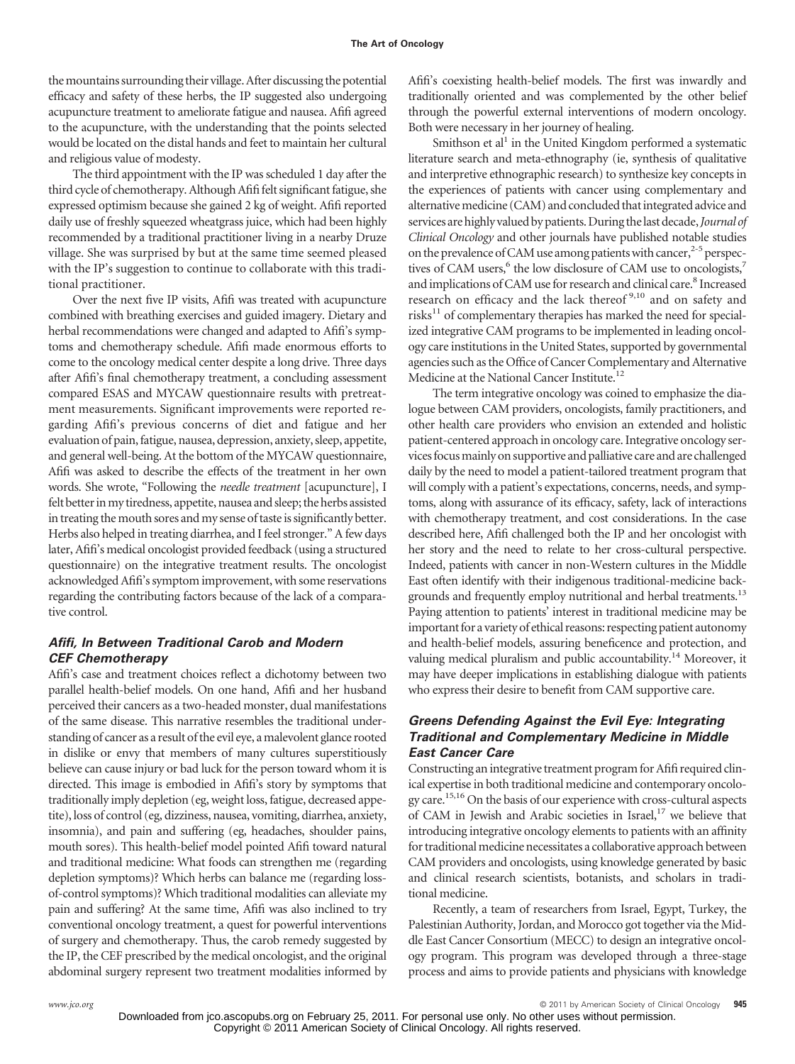the mountains surrounding their village. After discussing the potential efficacy and safety of these herbs, the IP suggested also undergoing acupuncture treatment to ameliorate fatigue and nausea. Afifi agreed to the acupuncture, with the understanding that the points selected would be located on the distal hands and feet to maintain her cultural and religious value of modesty.

The third appointment with the IP was scheduled 1 day after the third cycle of chemotherapy. Although Afifi felt significant fatigue, she expressed optimism because she gained 2 kg of weight. Afifi reported daily use of freshly squeezed wheatgrass juice, which had been highly recommended by a traditional practitioner living in a nearby Druze village. She was surprised by but at the same time seemed pleased with the IP's suggestion to continue to collaborate with this traditional practitioner.

Over the next five IP visits, Afifi was treated with acupuncture combined with breathing exercises and guided imagery. Dietary and herbal recommendations were changed and adapted to Afifi's symptoms and chemotherapy schedule. Afifi made enormous efforts to come to the oncology medical center despite a long drive. Three days after Afifi's final chemotherapy treatment, a concluding assessment compared ESAS and MYCAW questionnaire results with pretreatment measurements. Significant improvements were reported regarding Afifi's previous concerns of diet and fatigue and her evaluation of pain, fatigue, nausea, depression, anxiety, sleep, appetite, and general well-being. At the bottom of the MYCAW questionnaire, Afifi was asked to describe the effects of the treatment in her own words. She wrote, "Following the *needle treatment* [acupuncture], I felt better in my tiredness, appetite, nausea and sleep; the herbs assisted in treating the mouth sores and my sense of taste is significantly better. Herbs also helped in treating diarrhea, and I feel stronger." A few days later, Afifi's medical oncologist provided feedback (using a structured questionnaire) on the integrative treatment results. The oncologist acknowledged Afifi's symptom improvement, with some reservations regarding the contributing factors because of the lack of a comparative control.

### *Afifi, In Between Traditional Carob and Modern CEF Chemotherapy*

Afifi's case and treatment choices reflect a dichotomy between two parallel health-belief models. On one hand, Afifi and her husband perceived their cancers as a two-headed monster, dual manifestations of the same disease. This narrative resembles the traditional understanding of cancer as a result of the evil eye, a malevolent glance rooted in dislike or envy that members of many cultures superstitiously believe can cause injury or bad luck for the person toward whom it is directed. This image is embodied in Afifi's story by symptoms that traditionally imply depletion (eg, weight loss, fatigue, decreased appetite), loss of control (eg, dizziness, nausea, vomiting, diarrhea, anxiety, insomnia), and pain and suffering (eg, headaches, shoulder pains, mouth sores). This health-belief model pointed Afifi toward natural and traditional medicine: What foods can strengthen me (regarding depletion symptoms)? Which herbs can balance me (regarding loss-of-control symptoms)? Which traditional modalities can alleviate my pain and suffering? At the same time, Afifi was also inclined to try conventional oncology treatment, a quest for powerful interventions of surgery and chemotherapy. Thus, the carob remedy suggested by the IP, the CEF prescribed by the medical oncologist, and the original abdominal surgery represent two treatment modalities informed by Afifi's coexisting health-belief models. The first was inwardly and traditionally oriented and was complemented by the other belief through the powerful external interventions of modern oncology. Both were necessary in her journey of healing.

Smithson et al[1] in the United Kingdom performed a systematic literature search and meta-ethnography (ie, synthesis of qualitative and interpretive ethnographic research) to synthesize key concepts in the experiences of patients with cancer using complementary and alternative medicine (CAM) and concluded that integrated advice and services are highly valued by patients. During the last decade, *Journal of Clinical Oncology* and other journals have published notable studies on the prevalence of CAM use among patients with cancer,[2-5] perspectives of CAM users,[6] the low disclosure of CAM use to oncologists,[7] and implications of CAM use for research and clinical care.[8] Increased research on efficacy and the lack thereof[9,10] and on safety and risks[11] of complementary therapies has marked the need for specialized integrative CAM programs to be implemented in leading oncology care institutions in the United States, supported by governmental agencies such as the Office of Cancer Complementary and Alternative Medicine at the National Cancer Institute.[12]

The term integrative oncology was coined to emphasize the dialogue between CAM providers, oncologists, family practitioners, and other health care providers who envision an extended and holistic patient-centered approach in oncology care. Integrative oncology services focus mainly on supportive and palliative care and are challenged daily by the need to model a patient-tailored treatment program that will comply with a patient's expectations, concerns, needs, and symptoms, along with assurance of its efficacy, safety, lack of interactions with chemotherapy treatment, and cost considerations. In the case described here, Afifi challenged both the IP and her oncologist with her story and the need to relate to her cross-cultural perspective. Indeed, patients with cancer in non-Western cultures in the Middle East often identify with their indigenous traditional-medicine backgrounds and frequently employ nutritional and herbal treatments.[13] Paying attention to patients' interest in traditional medicine may be important for a variety of ethical reasons: respecting patient autonomy and health-belief models, assuring beneficence and protection, and valuing medical pluralism and public accountability.[14] Moreover, it may have deeper implications in establishing dialogue with patients who express their desire to benefit from CAM supportive care.

### *Greens Defending Against the Evil Eye: Integrating Traditional and Complementary Medicine in Middle East Cancer Care*

Constructing an integrative treatment program for Afifi required clinical expertise in both traditional medicine and contemporary oncology care.[15,16] On the basis of our experience with cross-cultural aspects of CAM in Jewish and Arabic societies in Israel,[17] we believe that introducing integrative oncology elements to patients with an affinity for traditional medicine necessitates a collaborative approach between CAM providers and oncologists, using knowledge generated by basic and clinical research scientists, botanists, and scholars in traditional medicine.

Recently, a team of researchers from Israel, Egypt, Turkey, the Palestinian Authority, Jordan, and Morocco got together via the Middle East Cancer Consortium (MECC) to design an integrative oncology program. This program was developed through a three-stage process and aims to provide patients and physicians with knowledge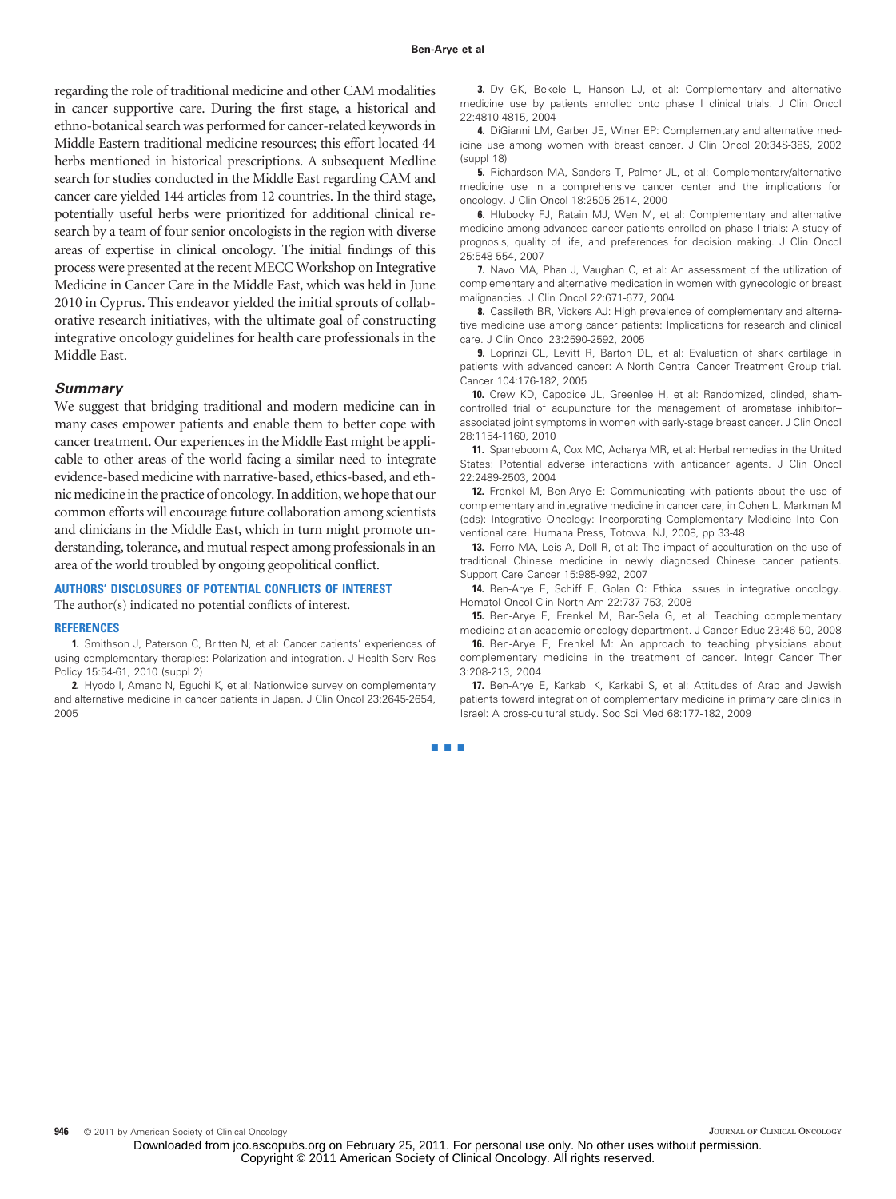regarding the role of traditional medicine and other CAM modalities in cancer supportive care. During the first stage, a historical and ethno-botanical search was performed for cancer-related keywords in Middle Eastern traditional medicine resources; this effort located 44 herbs mentioned in historical prescriptions. A subsequent Medline search for studies conducted in the Middle East regarding CAM and cancer care yielded 144 articles from 12 countries. In the third stage, potentially useful herbs were prioritized for additional clinical research by a team of four senior oncologists in the region with diverse areas of expertise in clinical oncology. The initial findings of this process were presented at the recent MECC Workshop on Integrative Medicine in Cancer Care in the Middle East, which was held in June 2010 in Cyprus. This endeavor yielded the initial sprouts of collaborative research initiatives, with the ultimate goal of constructing integrative oncology guidelines for health care professionals in the Middle East.

### Summary

We suggest that bridging traditional and modern medicine can in many cases empower patients and enable them to better cope with cancer treatment. Our experiences in the Middle East might be applicable to other areas of the world facing a similar need to integrate evidence-based medicine with narrative-based, ethics-based, and ethnic medicine in the practice of oncology. In addition, we hope that our common efforts will encourage future collaboration among scientists and clinicians in the Middle East, which in turn might promote understanding, tolerance, and mutual respect among professionals in an area of the world troubled by ongoing geopolitical conflict.

## AUTHORS' DISCLOSURES OF POTENTIAL CONFLICTS OF INTEREST

The author(s) indicated no potential conflicts of interest.

## REFERENCES

**1.** Smithson J, Paterson C, Britten N, et al: Cancer patients' experiences of using complementary therapies: Polarization and integration. J Health Serv Res Policy 15:54-61, 2010 (suppl 2)

**2.** Hyodo I, Amano N, Eguchi K, et al: Nationwide survey on complementary and alternative medicine in cancer patients in Japan. J Clin Oncol 23:2645-2654, 2005

**3.** Dy GK, Bekele L, Hanson LJ, et al: Complementary and alternative medicine use by patients enrolled onto phase I clinical trials. J Clin Oncol 22:4810-4815, 2004

**4.** DiGianni LM, Garber JE, Winer EP: Complementary and alternative medicine use among women with breast cancer. J Clin Oncol 20:34S-38S, 2002 (suppl 18)

**5.** Richardson MA, Sanders T, Palmer JL, et al: Complementary/alternative medicine use in a comprehensive cancer center and the implications for oncology. J Clin Oncol 18:2505-2514, 2000

**6.** Hlubocky FJ, Ratain MJ, Wen M, et al: Complementary and alternative medicine among advanced cancer patients enrolled on phase I trials: A study of prognosis, quality of life, and preferences for decision making. J Clin Oncol 25:548-554, 2007

**7.** Navo MA, Phan J, Vaughan C, et al: An assessment of the utilization of complementary and alternative medication in women with gynecologic or breast malignancies. J Clin Oncol 22:671-677, 2004

**8.** Cassileth BR, Vickers AJ: High prevalence of complementary and alternative medicine use among cancer patients: Implications for research and clinical care. J Clin Oncol 23:2590-2592, 2005

**9.** Loprinzi CL, Levitt R, Barton DL, et al: Evaluation of shark cartilage in patients with advanced cancer: A North Central Cancer Treatment Group trial. Cancer 104:176-182, 2005

**10.** Crew KD, Capodice JL, Greenlee H, et al: Randomized, blinded, sham-controlled trial of acupuncture for the management of aromatase inhibitor–associated joint symptoms in women with early-stage breast cancer. J Clin Oncol 28:1154-1160, 2010

**11.** Sparreboom A, Cox MC, Acharya MR, et al: Herbal remedies in the United States: Potential adverse interactions with anticancer agents. J Clin Oncol 22:2489-2503, 2004

**12.** Frenkel M, Ben-Arye E: Communicating with patients about the use of complementary and integrative medicine in cancer care, in Cohen L, Markman M (eds): Integrative Oncology: Incorporating Complementary Medicine Into Conventional care. Humana Press, Totowa, NJ, 2008, pp 33-48

**13.** Ferro MA, Leis A, Doll R, et al: The impact of acculturation on the use of traditional Chinese medicine in newly diagnosed Chinese cancer patients. Support Care Cancer 15:985-992, 2007

**14.** Ben-Arye E, Schiff E, Golan O: Ethical issues in integrative oncology. Hematol Oncol Clin North Am 22:737-753, 2008

**15.** Ben-Arye E, Frenkel M, Bar-Sela G, et al: Teaching complementary medicine at an academic oncology department. J Cancer Educ 23:46-50, 2008

**16.** Ben-Arye E, Frenkel M: An approach to teaching physicians about complementary medicine in the treatment of cancer. Integr Cancer Ther 3:208-213, 2004

**17.** Ben-Arye E, Karkabi K, Karkabi S, et al: Attitudes of Arab and Jewish patients toward integration of complementary medicine in primary care clinics in Israel: A cross-cultural study. Soc Sci Med 68:177-182, 2009